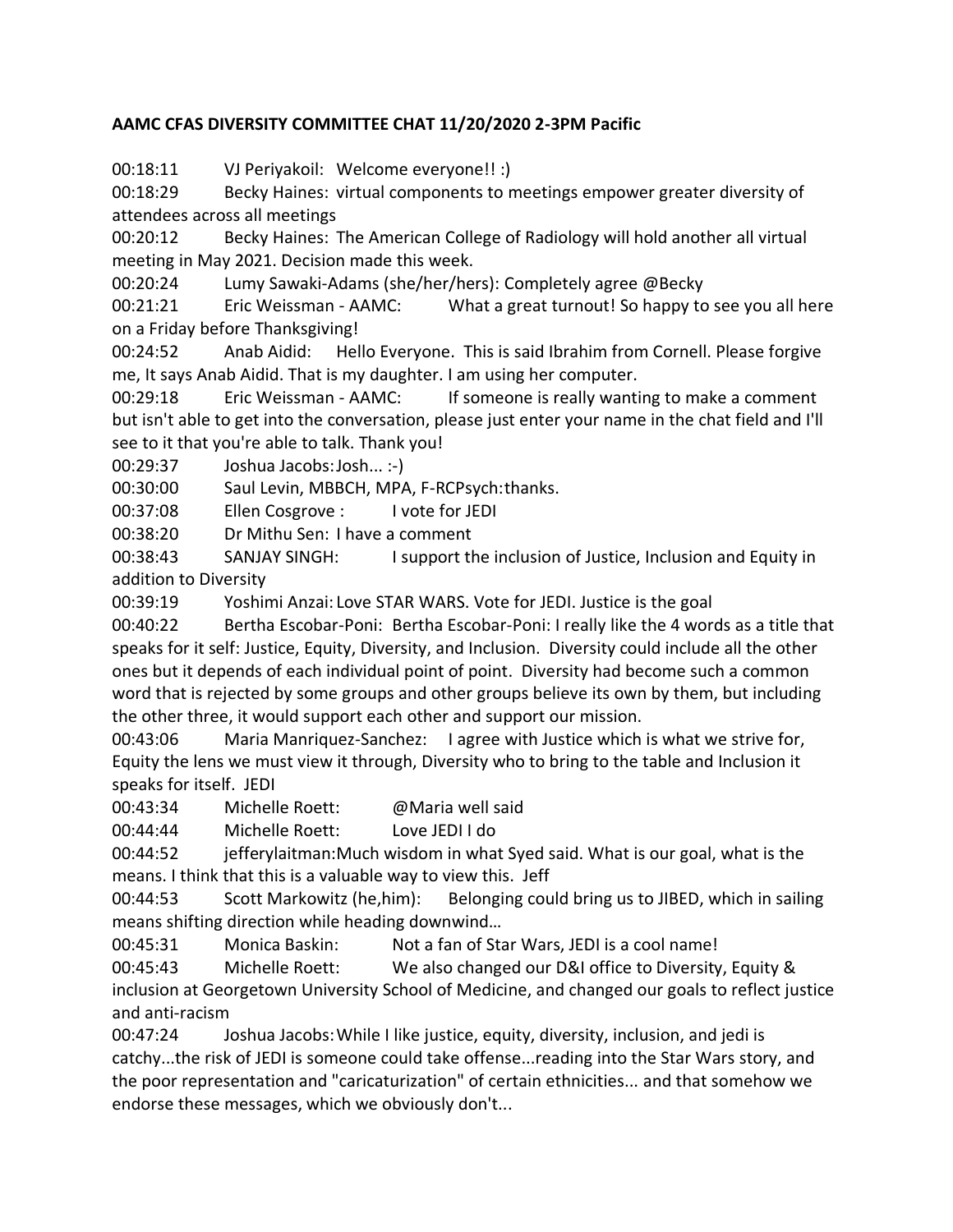**AAMC CFAS DIVERSITY COMMITTEE CHAT 11/20/2020 2-3PM Pacific**

00:18:11 VJ Periyakoil: Welcome everyone!! :)

00:18:29 Becky Haines: virtual components to meetings empower greater diversity of attendees across all meetings

00:20:12 Becky Haines: The American College of Radiology will hold another all virtual meeting in May 2021. Decision made this week.

00:20:24 Lumy Sawaki-Adams (she/her/hers): Completely agree @Becky

00:21:21 Eric Weissman - AAMC: What a great turnout! So happy to see you all here on a Friday before Thanksgiving!

00:24:52 Anab Aidid: Hello Everyone. This is said Ibrahim from Cornell. Please forgive me, It says Anab Aidid. That is my daughter. I am using her computer.

00:29:18 Eric Weissman - AAMC: If someone is really wanting to make a comment but isn't able to get into the conversation, please just enter your name in the chat field and I'll see to it that you're able to talk. Thank you!

00:29:37 Joshua Jacobs: Josh... :-)

00:30:00 Saul Levin, MBBCH, MPA, F-RCPsych: thanks.

00:37:08 Ellen Cosgrove : I vote for JEDI

00:38:20 Dr Mithu Sen: I have a comment

00:38:43 SANJAY SINGH: I support the inclusion of Justice, Inclusion and Equity in addition to Diversity

00:39:19 Yoshimi Anzai: Love STAR WARS. Vote for JEDI. Justice is the goal

00:40:22 Bertha Escobar-Poni: Bertha Escobar-Poni: I really like the 4 words as a title that speaks for it self: Justice, Equity, Diversity, and Inclusion. Diversity could include all the other ones but it depends of each individual point of point. Diversity had become such a common word that is rejected by some groups and other groups believe its own by them, but including the other three, it would support each other and support our mission.

00:43:06 Maria Manriquez-Sanchez: I agree with Justice which is what we strive for, Equity the lens we must view it through, Diversity who to bring to the table and Inclusion it speaks for itself. JEDI

00:43:34 Michelle Roett: @Maria well said

00:44:44 Michelle Roett: Love JEDI I do

00:44:52 jefferylaitman: Much wisdom in what Syed said. What is our goal, what is the means. I think that this is a valuable way to view this. Jeff

00:44:53 Scott Markowitz (he,him): Belonging could bring us to JIBED, which in sailing means shifting direction while heading downwind…

00:45:31 Monica Baskin: Not a fan of Star Wars, JEDI is a cool name!

00:45:43 Michelle Roett: We also changed our D&I office to Diversity, Equity & inclusion at Georgetown University School of Medicine, and changed our goals to reflect justice and anti-racism

00:47:24 Joshua Jacobs: While I like justice, equity, diversity, inclusion, and jedi is catchy...the risk of JEDI is someone could take offense...reading into the Star Wars story, and the poor representation and "caricaturization" of certain ethnicities... and that somehow we endorse these messages, which we obviously don't...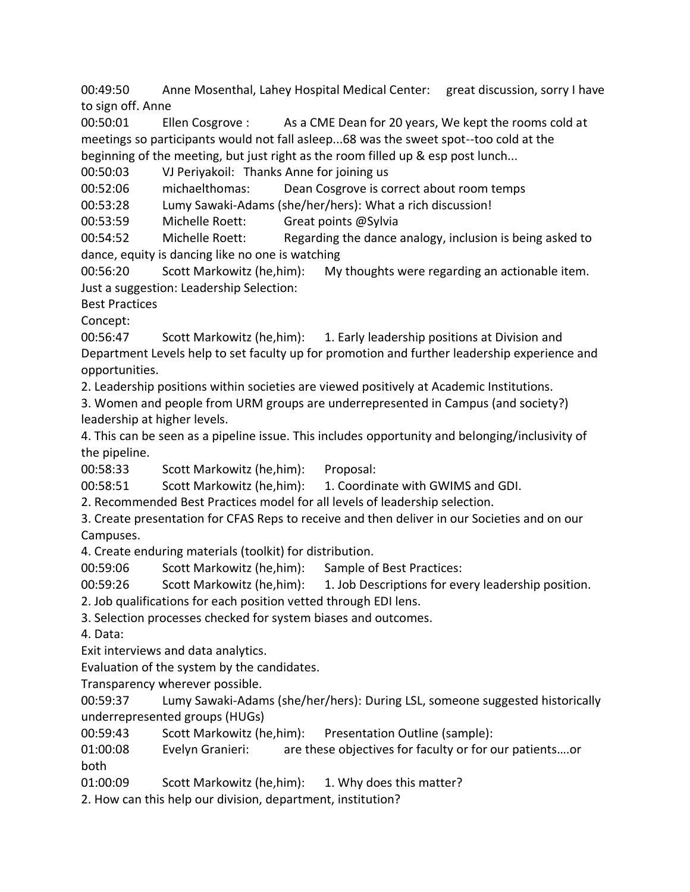00:49:50 Anne Mosenthal, Lahey Hospital Medical Center: great discussion, sorry I have to sign off. Anne

00:50:01 Ellen Cosgrove : As a CME Dean for 20 years, We kept the rooms cold at meetings so participants would not fall asleep...68 was the sweet spot--too cold at the beginning of the meeting, but just right as the room filled up & esp post lunch...

00:50:03 VJ Periyakoil: Thanks Anne for joining us

00:52:06 michaelthomas: Dean Cosgrove is correct about room temps

00:53:28 Lumy Sawaki-Adams (she/her/hers): What a rich discussion!

00:53:59 Michelle Roett: Great points @Sylvia

00:54:52 Michelle Roett: Regarding the dance analogy, inclusion is being asked to dance, equity is dancing like no one is watching

00:56:20 Scott Markowitz (he,him): My thoughts were regarding an actionable item. Just a suggestion: Leadership Selection:
Best Practices
Concept:

00:56:47 Scott Markowitz (he,him): 1. Early leadership positions at Division and Department Levels help to set faculty up for promotion and further leadership experience and opportunities.
2. Leadership positions within societies are viewed positively at Academic Institutions.
3. Women and people from URM groups are underrepresented in Campus (and society?) leadership at higher levels.
4. This can be seen as a pipeline issue. This includes opportunity and belonging/inclusivity of the pipeline.

00:58:33 Scott Markowitz (he,him): Proposal:

00:58:51 Scott Markowitz (he,him): 1. Coordinate with GWIMS and GDI.
2. Recommended Best Practices model for all levels of leadership selection.
3. Create presentation for CFAS Reps to receive and then deliver in our Societies and on our Campuses.
4. Create enduring materials (toolkit) for distribution.

00:59:06 Scott Markowitz (he,him): Sample of Best Practices:

00:59:26 Scott Markowitz (he,him): 1. Job Descriptions for every leadership position.
2. Job qualifications for each position vetted through EDI lens.
3. Selection processes checked for system biases and outcomes.
4. Data:
Exit interviews and data analytics.
Evaluation of the system by the candidates.
Transparency wherever possible.

00:59:37 Lumy Sawaki-Adams (she/her/hers): During LSL, someone suggested historically underrepresented groups (HUGs)

00:59:43 Scott Markowitz (he,him): Presentation Outline (sample):

01:00:08 Evelyn Granieri: are these objectives for faculty or for our patients….or both

01:00:09 Scott Markowitz (he,him): 1. Why does this matter?
2. How can this help our division, department, institution?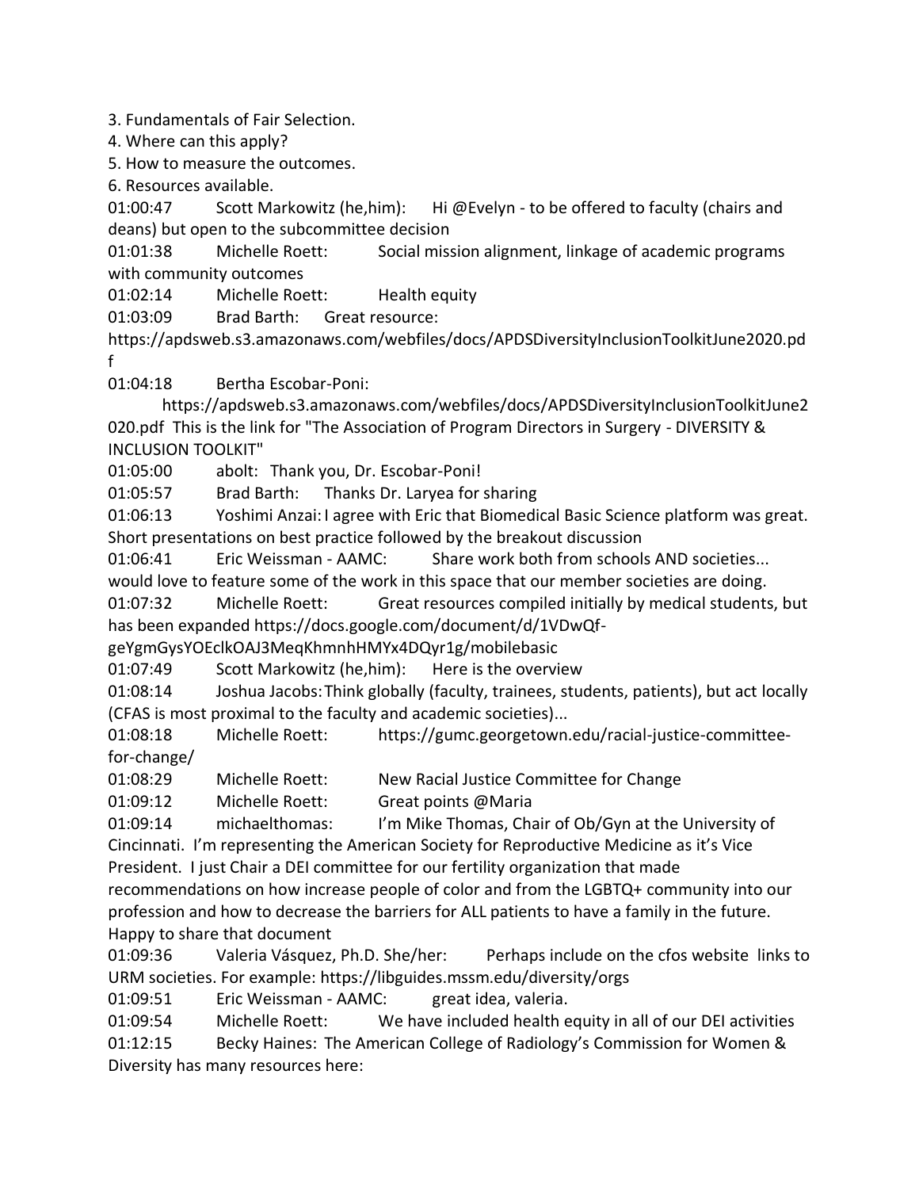3. Fundamentals of Fair Selection.
4. Where can this apply?
5. How to measure the outcomes.
6. Resources available.

01:00:47 Scott Markowitz (he,him): Hi @Evelyn - to be offered to faculty (chairs and deans) but open to the subcommittee decision

01:01:38 Michelle Roett: Social mission alignment, linkage of academic programs with community outcomes

01:02:14 Michelle Roett: Health equity

01:03:09 Brad Barth: Great resource: https://apdsweb.s3.amazonaws.com/webfiles/docs/APDSDiversityInclusionToolkitJune2020.pdf

01:04:18 Bertha Escobar-Poni: https://apdsweb.s3.amazonaws.com/webfiles/docs/APDSDiversityInclusionToolkitJune2020.pdf This is the link for "The Association of Program Directors in Surgery - DIVERSITY & INCLUSION TOOLKIT"

01:05:00 abolt: Thank you, Dr. Escobar-Poni!

01:05:57 Brad Barth: Thanks Dr. Laryea for sharing

01:06:13 Yoshimi Anzai: I agree with Eric that Biomedical Basic Science platform was great. Short presentations on best practice followed by the breakout discussion

01:06:41 Eric Weissman - AAMC: Share work both from schools AND societies... would love to feature some of the work in this space that our member societies are doing.

01:07:32 Michelle Roett: Great resources compiled initially by medical students, but has been expanded https://docs.google.com/document/d/1VDwQf-geYgmGysYOEclkOAJ3MeqKhmnhHMYx4DQyr1g/mobilebasic

01:07:49 Scott Markowitz (he,him): Here is the overview

01:08:14 Joshua Jacobs: Think globally (faculty, trainees, students, patients), but act locally (CFAS is most proximal to the faculty and academic societies)...

01:08:18 Michelle Roett: https://gumc.georgetown.edu/racial-justice-committee-for-change/

01:08:29 Michelle Roett: New Racial Justice Committee for Change

01:09:12 Michelle Roett: Great points @Maria

01:09:14 michaelthomas: I'm Mike Thomas, Chair of Ob/Gyn at the University of Cincinnati. I'm representing the American Society for Reproductive Medicine as it's Vice President. I just Chair a DEI committee for our fertility organization that made recommendations on how increase people of color and from the LGBTQ+ community into our profession and how to decrease the barriers for ALL patients to have a family in the future. Happy to share that document

01:09:36 Valeria Vásquez, Ph.D. She/her: Perhaps include on the cfos website links to URM societies. For example: https://libguides.mssm.edu/diversity/orgs

01:09:51 Eric Weissman - AAMC: great idea, valeria.

01:09:54 Michelle Roett: We have included health equity in all of our DEI activities

01:12:15 Becky Haines: The American College of Radiology's Commission for Women & Diversity has many resources here: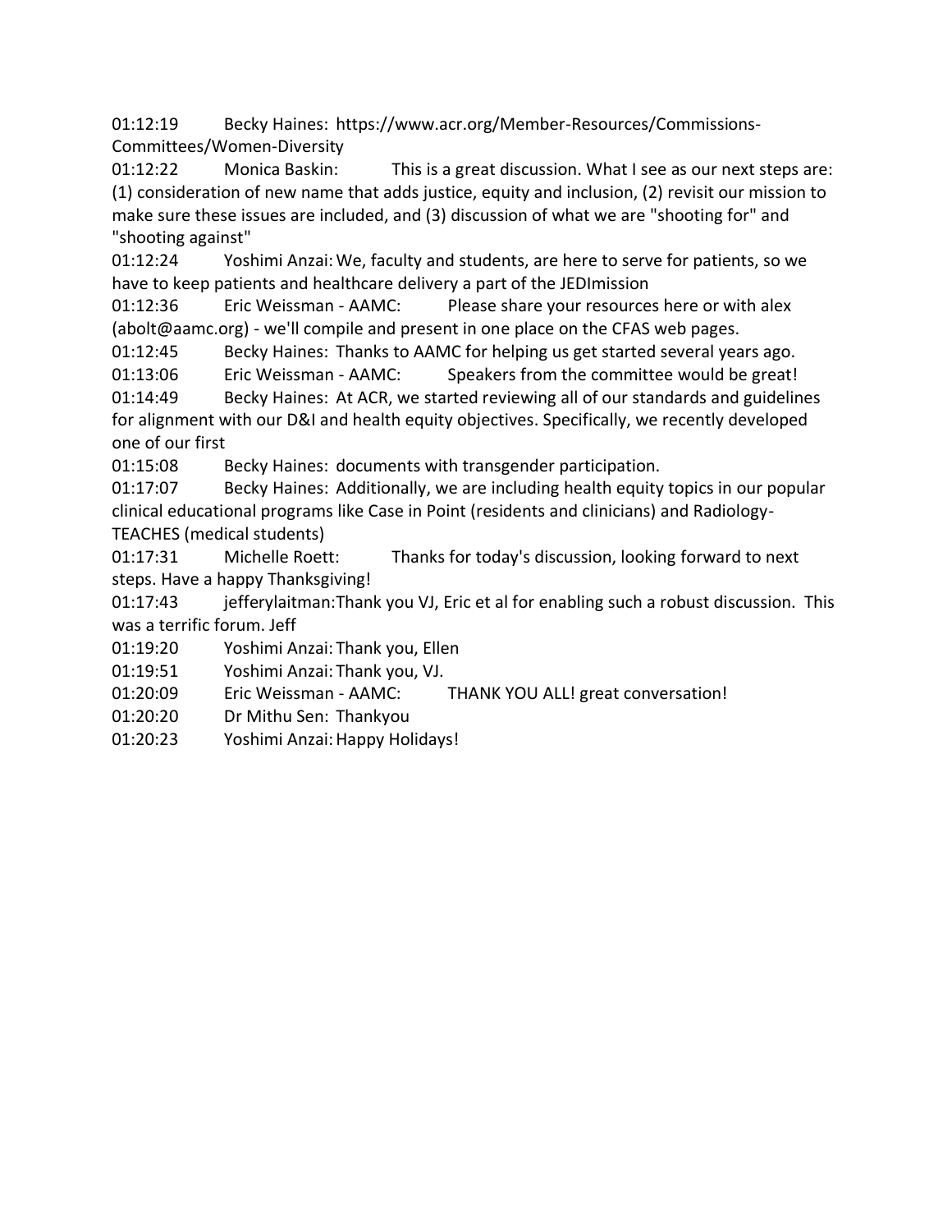01:12:19 Becky Haines: https://www.acr.org/Member-Resources/Commissions-Committees/Women-Diversity

01:12:22 Monica Baskin: This is a great discussion. What I see as our next steps are: (1) consideration of new name that adds justice, equity and inclusion, (2) revisit our mission to make sure these issues are included, and (3) discussion of what we are "shooting for" and "shooting against"

01:12:24 Yoshimi Anzai: We, faculty and students, are here to serve for patients, so we have to keep patients and healthcare delivery a part of the JEDImission

01:12:36 Eric Weissman - AAMC: Please share your resources here or with alex (abolt@aamc.org) - we'll compile and present in one place on the CFAS web pages.

01:12:45 Becky Haines: Thanks to AAMC for helping us get started several years ago.

01:13:06 Eric Weissman - AAMC: Speakers from the committee would be great!

01:14:49 Becky Haines: At ACR, we started reviewing all of our standards and guidelines for alignment with our D&I and health equity objectives. Specifically, we recently developed one of our first

01:15:08 Becky Haines: documents with transgender participation.

01:17:07 Becky Haines: Additionally, we are including health equity topics in our popular clinical educational programs like Case in Point (residents and clinicians) and Radiology-TEACHES (medical students)

01:17:31 Michelle Roett: Thanks for today's discussion, looking forward to next steps. Have a happy Thanksgiving!

01:17:43 jefferylaitman: Thank you VJ, Eric et al for enabling such a robust discussion. This was a terrific forum. Jeff

01:19:20 Yoshimi Anzai: Thank you, Ellen

01:19:51 Yoshimi Anzai: Thank you, VJ.

01:20:09 Eric Weissman - AAMC: THANK YOU ALL! great conversation!

01:20:20 Dr Mithu Sen: Thankyou

01:20:23 Yoshimi Anzai: Happy Holidays!